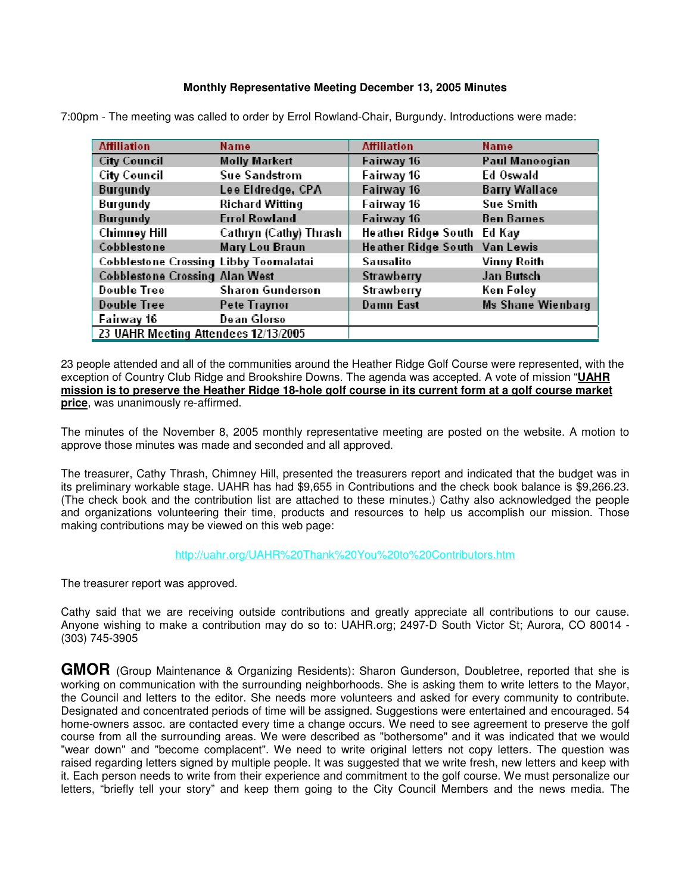**Monthly Representative Meeting December 13, 2005 Minutes**

7:00pm - The meeting was called to order by Errol Rowland-Chair, Burgundy. Introductions were made:

| Affiliation | Name | Affiliation | Name |
|---|---|---|---|
| City Council | Molly Markert | Fairway 16 | Paul Manoogian |
| City Council | Sue Sandstrom | Fairway 16 | Ed Oswald |
| Burgundy | Lee Eldredge, CPA | Fairway 16 | Barry Wallace |
| Burgundy | Richard Witting | Fairway 16 | Sue Smith |
| Burgundy | Errol Rowland | Fairway 16 | Ben Barnes |
| Chimney Hill | Cathryn (Cathy) Thrash | Heather Ridge South | Ed Kay |
| Cobblestone | Mary Lou Braun | Heather Ridge South | Van Lewis |
| Cobblestone Crossing | Libby Toomalatai | Sausalito | Vinny Roith |
| Cobblestone Crossing | Alan West | Strawberry | Jan Butsch |
| Double Tree | Sharon Gunderson | Strawberry | Ken Foley |
| Double Tree | Pete Traynor | Damn East | Ms Shane Wienbarg |
| Fairway 16 | Dean Glorso | | |
| 23 UAHR Meeting Attendees 12/13/2005 | | | |

23 people attended and all of the communities around the Heather Ridge Golf Course were represented, with the exception of Country Club Ridge and Brookshire Downs. The agenda was accepted. A vote of mission "**UAHR mission is to preserve the Heather Ridge 18-hole golf course in its current form at a golf course market price**, was unanimously re-affirmed.

The minutes of the November 8, 2005 monthly representative meeting are posted on the website. A motion to approve those minutes was made and seconded and all approved.

The treasurer, Cathy Thrash, Chimney Hill, presented the treasurers report and indicated that the budget was in its preliminary workable stage. UAHR has had $9,655 in Contributions and the check book balance is $9,266.23. (The check book and the contribution list are attached to these minutes.) Cathy also acknowledged the people and organizations volunteering their time, products and resources to help us accomplish our mission. Those making contributions may be viewed on this web page:

http://uahr.org/UAHR%20Thank%20You%20to%20Contributors.htm

The treasurer report was approved.

Cathy said that we are receiving outside contributions and greatly appreciate all contributions to our cause. Anyone wishing to make a contribution may do so to: UAHR.org; 2497-D South Victor St; Aurora, CO 80014 - (303) 745-3905

**GMOR** (Group Maintenance & Organizing Residents): Sharon Gunderson, Doubletree, reported that she is working on communication with the surrounding neighborhoods. She is asking them to write letters to the Mayor, the Council and letters to the editor. She needs more volunteers and asked for every community to contribute. Designated and concentrated periods of time will be assigned. Suggestions were entertained and encouraged. 54 home-owners assoc. are contacted every time a change occurs. We need to see agreement to preserve the golf course from all the surrounding areas. We were described as "bothersome" and it was indicated that we would "wear down" and "become complacent". We need to write original letters not copy letters. The question was raised regarding letters signed by multiple people. It was suggested that we write fresh, new letters and keep with it. Each person needs to write from their experience and commitment to the golf course. We must personalize our letters, "briefly tell your story" and keep them going to the City Council Members and the news media. The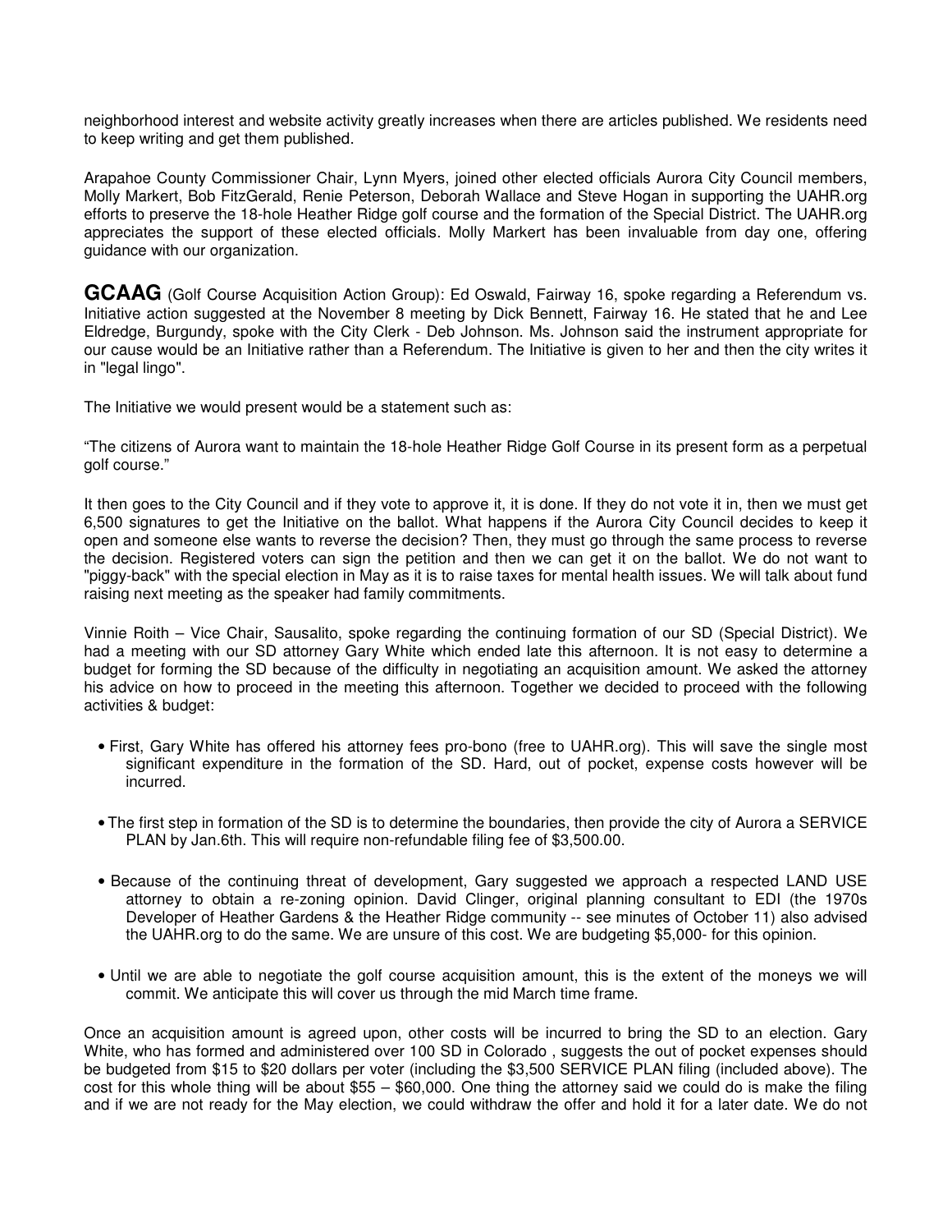neighborhood interest and website activity greatly increases when there are articles published. We residents need to keep writing and get them published.

Arapahoe County Commissioner Chair, Lynn Myers, joined other elected officials Aurora City Council members, Molly Markert, Bob FitzGerald, Renie Peterson, Deborah Wallace and Steve Hogan in supporting the UAHR.org efforts to preserve the 18-hole Heather Ridge golf course and the formation of the Special District. The UAHR.org appreciates the support of these elected officials. Molly Markert has been invaluable from day one, offering guidance with our organization.

**GCAAG** (Golf Course Acquisition Action Group): Ed Oswald, Fairway 16, spoke regarding a Referendum vs. Initiative action suggested at the November 8 meeting by Dick Bennett, Fairway 16. He stated that he and Lee Eldredge, Burgundy, spoke with the City Clerk - Deb Johnson. Ms. Johnson said the instrument appropriate for our cause would be an Initiative rather than a Referendum. The Initiative is given to her and then the city writes it in "legal lingo".

The Initiative we would present would be a statement such as:

"The citizens of Aurora want to maintain the 18-hole Heather Ridge Golf Course in its present form as a perpetual golf course."

It then goes to the City Council and if they vote to approve it, it is done. If they do not vote it in, then we must get 6,500 signatures to get the Initiative on the ballot. What happens if the Aurora City Council decides to keep it open and someone else wants to reverse the decision? Then, they must go through the same process to reverse the decision. Registered voters can sign the petition and then we can get it on the ballot. We do not want to "piggy-back" with the special election in May as it is to raise taxes for mental health issues. We will talk about fund raising next meeting as the speaker had family commitments.

Vinnie Roith – Vice Chair, Sausalito, spoke regarding the continuing formation of our SD (Special District). We had a meeting with our SD attorney Gary White which ended late this afternoon. It is not easy to determine a budget for forming the SD because of the difficulty in negotiating an acquisition amount. We asked the attorney his advice on how to proceed in the meeting this afternoon. Together we decided to proceed with the following activities & budget:

- First, Gary White has offered his attorney fees pro-bono (free to UAHR.org). This will save the single most significant expenditure in the formation of the SD. Hard, out of pocket, expense costs however will be incurred.
- The first step in formation of the SD is to determine the boundaries, then provide the city of Aurora a SERVICE PLAN by Jan.6th. This will require non-refundable filing fee of $3,500.00.
- Because of the continuing threat of development, Gary suggested we approach a respected LAND USE attorney to obtain a re-zoning opinion. David Clinger, original planning consultant to EDI (the 1970s Developer of Heather Gardens & the Heather Ridge community -- see minutes of October 11) also advised the UAHR.org to do the same. We are unsure of this cost. We are budgeting $5,000- for this opinion.
- Until we are able to negotiate the golf course acquisition amount, this is the extent of the moneys we will commit. We anticipate this will cover us through the mid March time frame.

Once an acquisition amount is agreed upon, other costs will be incurred to bring the SD to an election. Gary White, who has formed and administered over 100 SD in Colorado , suggests the out of pocket expenses should be budgeted from $15 to $20 dollars per voter (including the $3,500 SERVICE PLAN filing (included above). The cost for this whole thing will be about $55 – $60,000. One thing the attorney said we could do is make the filing and if we are not ready for the May election, we could withdraw the offer and hold it for a later date. We do not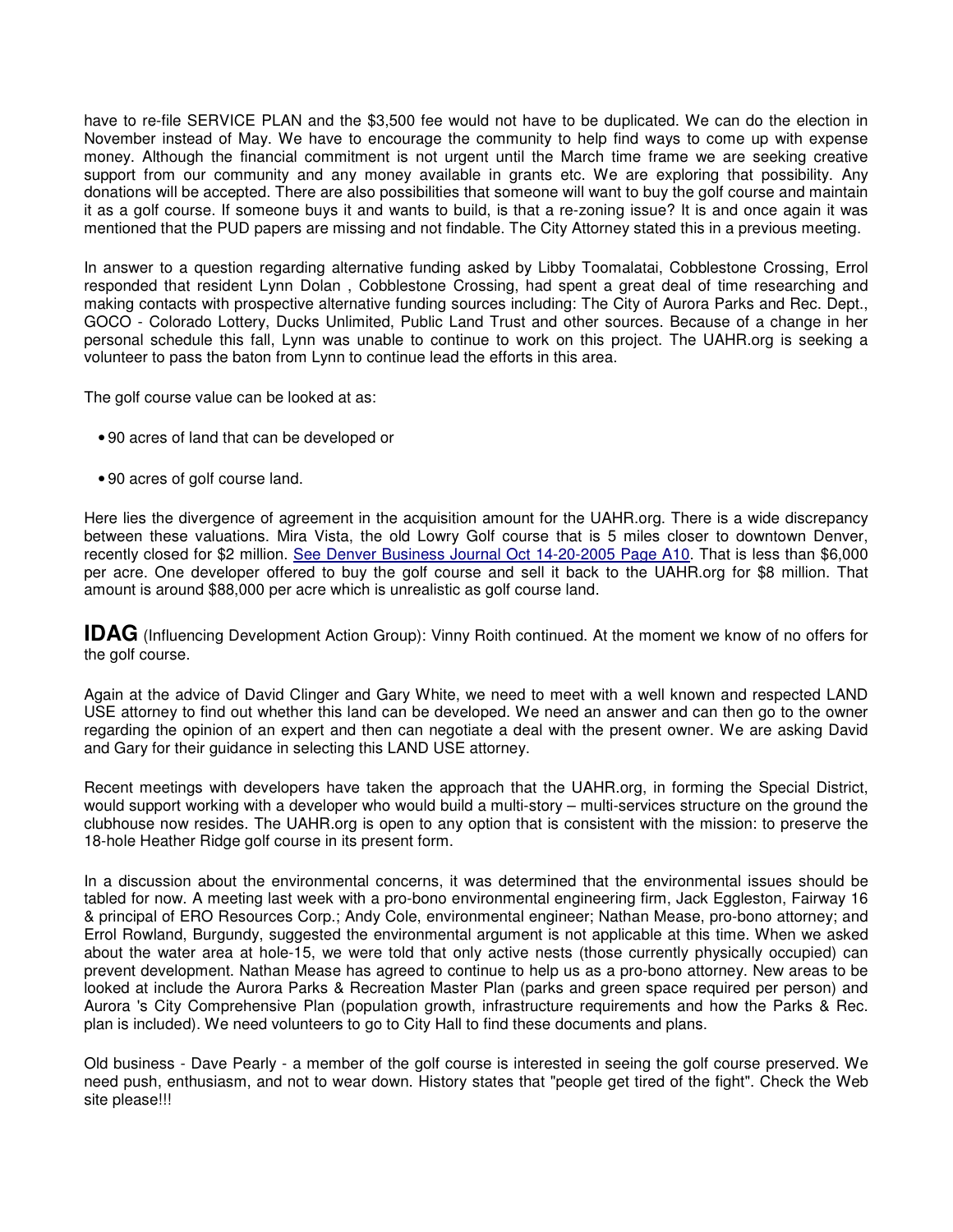have to re-file SERVICE PLAN and the $3,500 fee would not have to be duplicated. We can do the election in November instead of May. We have to encourage the community to help find ways to come up with expense money. Although the financial commitment is not urgent until the March time frame we are seeking creative support from our community and any money available in grants etc. We are exploring that possibility. Any donations will be accepted. There are also possibilities that someone will want to buy the golf course and maintain it as a golf course. If someone buys it and wants to build, is that a re-zoning issue? It is and once again it was mentioned that the PUD papers are missing and not findable. The City Attorney stated this in a previous meeting.

In answer to a question regarding alternative funding asked by Libby Toomalatai, Cobblestone Crossing, Errol responded that resident Lynn Dolan , Cobblestone Crossing, had spent a great deal of time researching and making contacts with prospective alternative funding sources including: The City of Aurora Parks and Rec. Dept., GOCO - Colorado Lottery, Ducks Unlimited, Public Land Trust and other sources. Because of a change in her personal schedule this fall, Lynn was unable to continue to work on this project. The UAHR.org is seeking a volunteer to pass the baton from Lynn to continue lead the efforts in this area.

The golf course value can be looked at as:

- 90 acres of land that can be developed or
- 90 acres of golf course land.

Here lies the divergence of agreement in the acquisition amount for the UAHR.org. There is a wide discrepancy between these valuations. Mira Vista, the old Lowry Golf course that is 5 miles closer to downtown Denver, recently closed for $2 million. See Denver Business Journal Oct 14-20-2005 Page A10. That is less than $6,000 per acre. One developer offered to buy the golf course and sell it back to the UAHR.org for $8 million. That amount is around $88,000 per acre which is unrealistic as golf course land.

**IDAG** (Influencing Development Action Group): Vinny Roith continued. At the moment we know of no offers for the golf course.

Again at the advice of David Clinger and Gary White, we need to meet with a well known and respected LAND USE attorney to find out whether this land can be developed. We need an answer and can then go to the owner regarding the opinion of an expert and then can negotiate a deal with the present owner. We are asking David and Gary for their guidance in selecting this LAND USE attorney.

Recent meetings with developers have taken the approach that the UAHR.org, in forming the Special District, would support working with a developer who would build a multi-story – multi-services structure on the ground the clubhouse now resides. The UAHR.org is open to any option that is consistent with the mission: to preserve the 18-hole Heather Ridge golf course in its present form.

In a discussion about the environmental concerns, it was determined that the environmental issues should be tabled for now. A meeting last week with a pro-bono environmental engineering firm, Jack Eggleston, Fairway 16 & principal of ERO Resources Corp.; Andy Cole, environmental engineer; Nathan Mease, pro-bono attorney; and Errol Rowland, Burgundy, suggested the environmental argument is not applicable at this time. When we asked about the water area at hole-15, we were told that only active nests (those currently physically occupied) can prevent development. Nathan Mease has agreed to continue to help us as a pro-bono attorney. New areas to be looked at include the Aurora Parks & Recreation Master Plan (parks and green space required per person) and Aurora 's City Comprehensive Plan (population growth, infrastructure requirements and how the Parks & Rec. plan is included). We need volunteers to go to City Hall to find these documents and plans.

Old business - Dave Pearly - a member of the golf course is interested in seeing the golf course preserved. We need push, enthusiasm, and not to wear down. History states that "people get tired of the fight". Check the Web site please!!!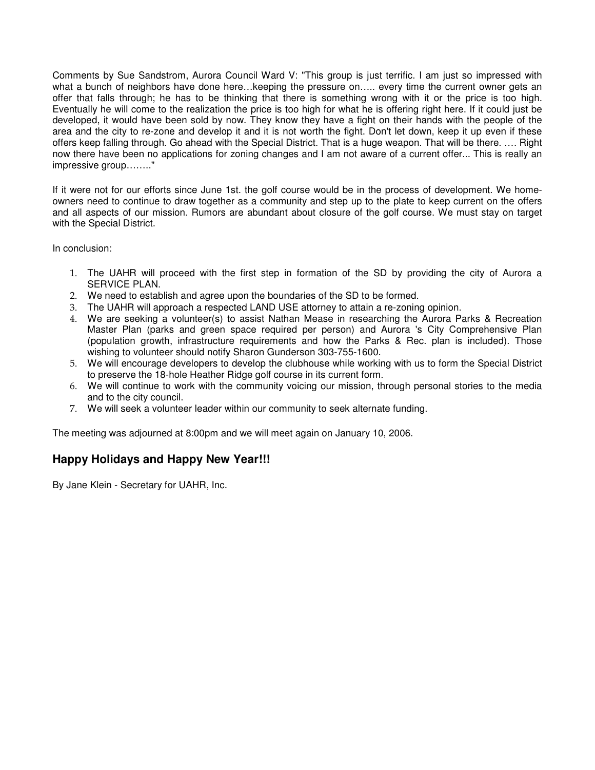Comments by Sue Sandstrom, Aurora Council Ward V: "This group is just terrific. I am just so impressed with what a bunch of neighbors have done here…keeping the pressure on….. every time the current owner gets an offer that falls through; he has to be thinking that there is something wrong with it or the price is too high. Eventually he will come to the realization the price is too high for what he is offering right here. If it could just be developed, it would have been sold by now. They know they have a fight on their hands with the people of the area and the city to re-zone and develop it and it is not worth the fight. Don't let down, keep it up even if these offers keep falling through. Go ahead with the Special District. That is a huge weapon. That will be there. …. Right now there have been no applications for zoning changes and I am not aware of a current offer... This is really an impressive group…….."

If it were not for our efforts since June 1st. the golf course would be in the process of development. We home-owners need to continue to draw together as a community and step up to the plate to keep current on the offers and all aspects of our mission. Rumors are abundant about closure of the golf course. We must stay on target with the Special District.

In conclusion:

1. The UAHR will proceed with the first step in formation of the SD by providing the city of Aurora a SERVICE PLAN.
2. We need to establish and agree upon the boundaries of the SD to be formed.
3. The UAHR will approach a respected LAND USE attorney to attain a re-zoning opinion.
4. We are seeking a volunteer(s) to assist Nathan Mease in researching the Aurora Parks & Recreation Master Plan (parks and green space required per person) and Aurora 's City Comprehensive Plan (population growth, infrastructure requirements and how the Parks & Rec. plan is included). Those wishing to volunteer should notify Sharon Gunderson 303-755-1600.
5. We will encourage developers to develop the clubhouse while working with us to form the Special District to preserve the 18-hole Heather Ridge golf course in its current form.
6. We will continue to work with the community voicing our mission, through personal stories to the media and to the city council.
7. We will seek a volunteer leader within our community to seek alternate funding.

The meeting was adjourned at 8:00pm and we will meet again on January 10, 2006.

## Happy Holidays and Happy New Year!!!

By Jane Klein - Secretary for UAHR, Inc.